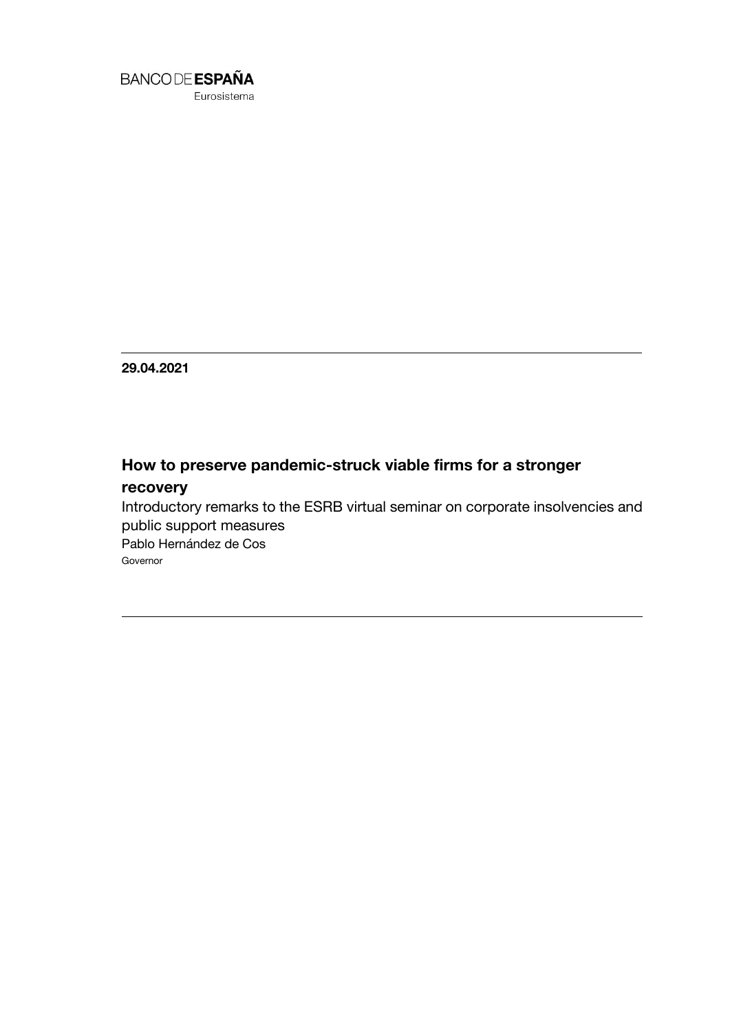BANCO DE **ESPAÑA**

Eurosistema

**29.04.2021**

# How to preserve pandemic-struck viable firms for a stronger recovery

Introductory remarks to the ESRB virtual seminar on corporate insolvencies and public support measures

Pablo Hernández de Cos

Governor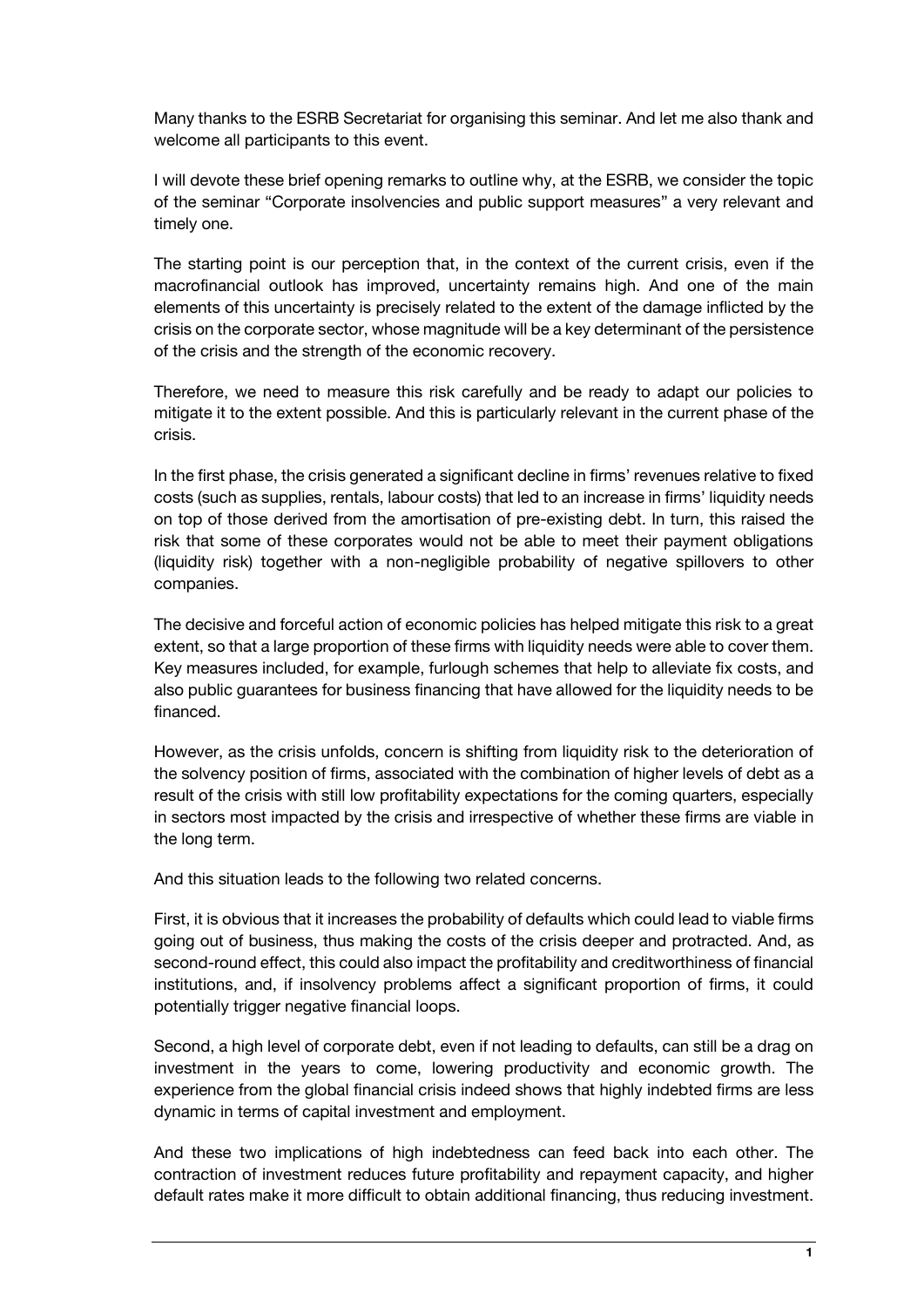Many thanks to the ESRB Secretariat for organising this seminar. And let me also thank and welcome all participants to this event.

I will devote these brief opening remarks to outline why, at the ESRB, we consider the topic of the seminar "Corporate insolvencies and public support measures" a very relevant and timely one.

The starting point is our perception that, in the context of the current crisis, even if the macrofinancial outlook has improved, uncertainty remains high. And one of the main elements of this uncertainty is precisely related to the extent of the damage inflicted by the crisis on the corporate sector, whose magnitude will be a key determinant of the persistence of the crisis and the strength of the economic recovery.

Therefore, we need to measure this risk carefully and be ready to adapt our policies to mitigate it to the extent possible. And this is particularly relevant in the current phase of the crisis.

In the first phase, the crisis generated a significant decline in firms' revenues relative to fixed costs (such as supplies, rentals, labour costs) that led to an increase in firms' liquidity needs on top of those derived from the amortisation of pre-existing debt. In turn, this raised the risk that some of these corporates would not be able to meet their payment obligations (liquidity risk) together with a non-negligible probability of negative spillovers to other companies.

The decisive and forceful action of economic policies has helped mitigate this risk to a great extent, so that a large proportion of these firms with liquidity needs were able to cover them. Key measures included, for example, furlough schemes that help to alleviate fix costs, and also public guarantees for business financing that have allowed for the liquidity needs to be financed.

However, as the crisis unfolds, concern is shifting from liquidity risk to the deterioration of the solvency position of firms, associated with the combination of higher levels of debt as a result of the crisis with still low profitability expectations for the coming quarters, especially in sectors most impacted by the crisis and irrespective of whether these firms are viable in the long term.

And this situation leads to the following two related concerns.

First, it is obvious that it increases the probability of defaults which could lead to viable firms going out of business, thus making the costs of the crisis deeper and protracted. And, as second-round effect, this could also impact the profitability and creditworthiness of financial institutions, and, if insolvency problems affect a significant proportion of firms, it could potentially trigger negative financial loops.

Second, a high level of corporate debt, even if not leading to defaults, can still be a drag on investment in the years to come, lowering productivity and economic growth. The experience from the global financial crisis indeed shows that highly indebted firms are less dynamic in terms of capital investment and employment.

And these two implications of high indebtedness can feed back into each other. The contraction of investment reduces future profitability and repayment capacity, and higher default rates make it more difficult to obtain additional financing, thus reducing investment.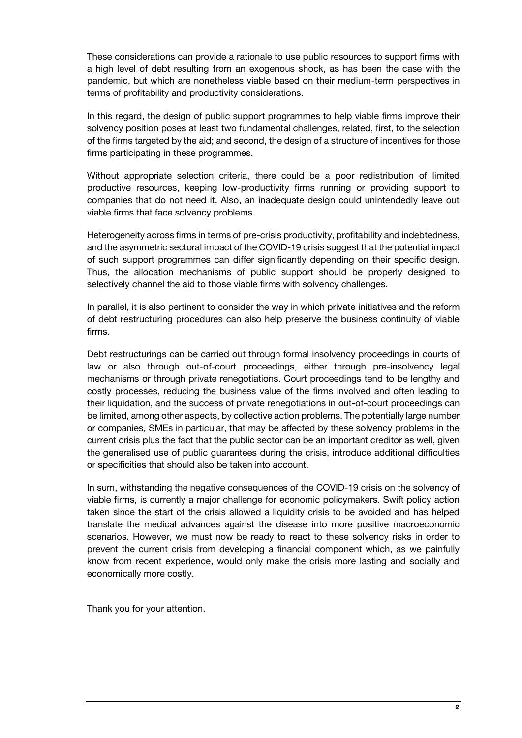These considerations can provide a rationale to use public resources to support firms with a high level of debt resulting from an exogenous shock, as has been the case with the pandemic, but which are nonetheless viable based on their medium-term perspectives in terms of profitability and productivity considerations.

In this regard, the design of public support programmes to help viable firms improve their solvency position poses at least two fundamental challenges, related, first, to the selection of the firms targeted by the aid; and second, the design of a structure of incentives for those firms participating in these programmes.

Without appropriate selection criteria, there could be a poor redistribution of limited productive resources, keeping low-productivity firms running or providing support to companies that do not need it. Also, an inadequate design could unintendedly leave out viable firms that face solvency problems.

Heterogeneity across firms in terms of pre-crisis productivity, profitability and indebtedness, and the asymmetric sectoral impact of the COVID-19 crisis suggest that the potential impact of such support programmes can differ significantly depending on their specific design. Thus, the allocation mechanisms of public support should be properly designed to selectively channel the aid to those viable firms with solvency challenges.

In parallel, it is also pertinent to consider the way in which private initiatives and the reform of debt restructuring procedures can also help preserve the business continuity of viable firms.

Debt restructurings can be carried out through formal insolvency proceedings in courts of law or also through out-of-court proceedings, either through pre-insolvency legal mechanisms or through private renegotiations. Court proceedings tend to be lengthy and costly processes, reducing the business value of the firms involved and often leading to their liquidation, and the success of private renegotiations in out-of-court proceedings can be limited, among other aspects, by collective action problems. The potentially large number or companies, SMEs in particular, that may be affected by these solvency problems in the current crisis plus the fact that the public sector can be an important creditor as well, given the generalised use of public guarantees during the crisis, introduce additional difficulties or specificities that should also be taken into account.

In sum, withstanding the negative consequences of the COVID-19 crisis on the solvency of viable firms, is currently a major challenge for economic policymakers. Swift policy action taken since the start of the crisis allowed a liquidity crisis to be avoided and has helped translate the medical advances against the disease into more positive macroeconomic scenarios. However, we must now be ready to react to these solvency risks in order to prevent the current crisis from developing a financial component which, as we painfully know from recent experience, would only make the crisis more lasting and socially and economically more costly.

Thank you for your attention.